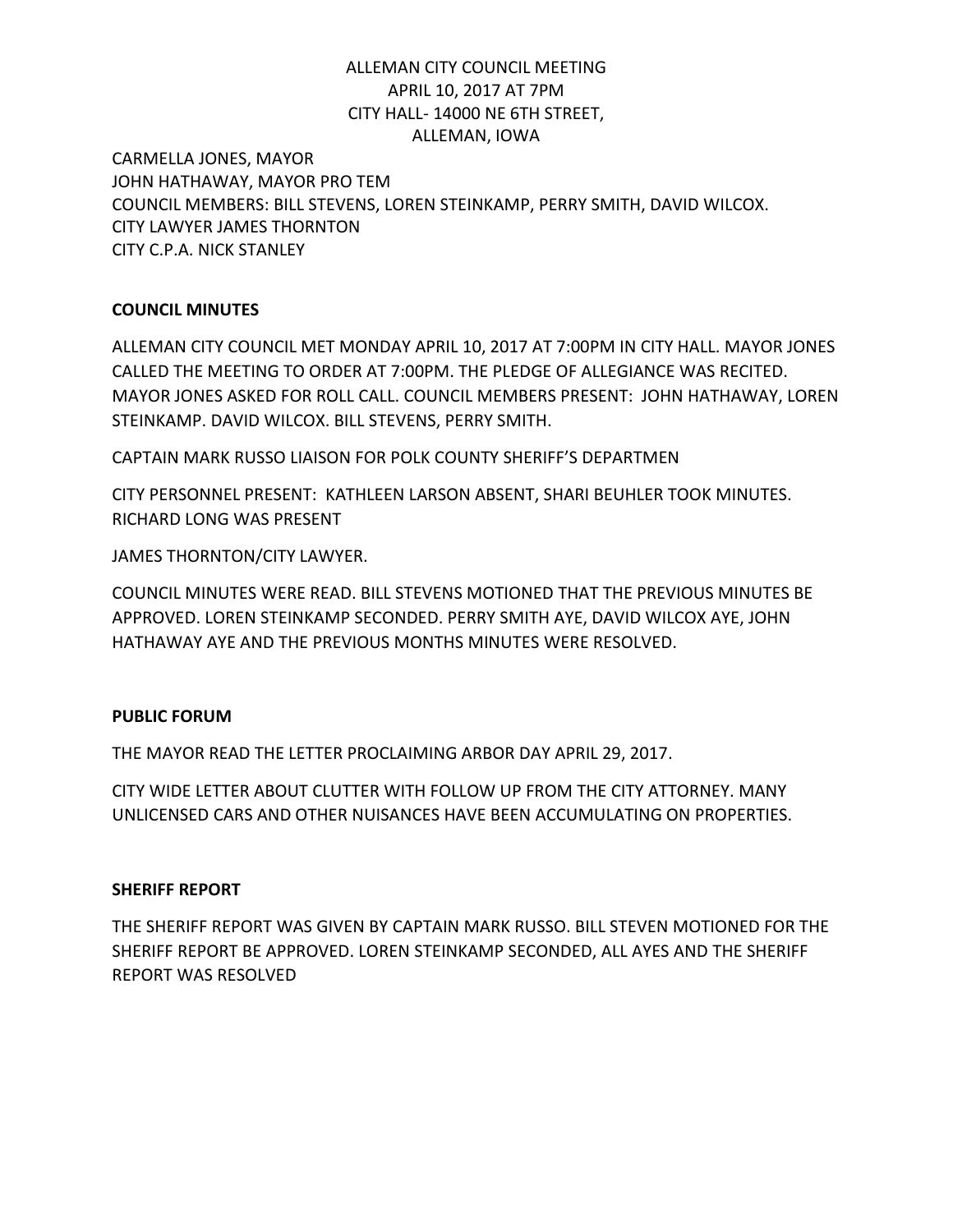ALLEMAN CITY COUNCIL MEETING
APRIL 10, 2017 AT 7PM
CITY HALL- 14000 NE 6TH STREET,
ALLEMAN, IOWA

CARMELLA JONES, MAYOR
JOHN HATHAWAY, MAYOR PRO TEM
COUNCIL MEMBERS: BILL STEVENS, LOREN STEINKAMP, PERRY SMITH, DAVID WILCOX.
CITY LAWYER JAMES THORNTON
CITY C.P.A. NICK STANLEY

**COUNCIL MINUTES**

ALLEMAN CITY COUNCIL MET MONDAY APRIL 10, 2017 AT 7:00PM IN CITY HALL. MAYOR JONES CALLED THE MEETING TO ORDER AT 7:00PM. THE PLEDGE OF ALLEGIANCE WAS RECITED. MAYOR JONES ASKED FOR ROLL CALL. COUNCIL MEMBERS PRESENT: JOHN HATHAWAY, LOREN STEINKAMP. DAVID WILCOX. BILL STEVENS, PERRY SMITH.

CAPTAIN MARK RUSSO LIAISON FOR POLK COUNTY SHERIFF'S DEPARTMEN

CITY PERSONNEL PRESENT: KATHLEEN LARSON ABSENT, SHARI BEUHLER TOOK MINUTES. RICHARD LONG WAS PRESENT

JAMES THORNTON/CITY LAWYER.

COUNCIL MINUTES WERE READ. BILL STEVENS MOTIONED THAT THE PREVIOUS MINUTES BE APPROVED. LOREN STEINKAMP SECONDED. PERRY SMITH AYE, DAVID WILCOX AYE, JOHN HATHAWAY AYE AND THE PREVIOUS MONTHS MINUTES WERE RESOLVED.

**PUBLIC FORUM**

THE MAYOR READ THE LETTER PROCLAIMING ARBOR DAY APRIL 29, 2017.

CITY WIDE LETTER ABOUT CLUTTER WITH FOLLOW UP FROM THE CITY ATTORNEY. MANY UNLICENSED CARS AND OTHER NUISANCES HAVE BEEN ACCUMULATING ON PROPERTIES.

**SHERIFF REPORT**

THE SHERIFF REPORT WAS GIVEN BY CAPTAIN MARK RUSSO. BILL STEVEN MOTIONED FOR THE SHERIFF REPORT BE APPROVED. LOREN STEINKAMP SECONDED, ALL AYES AND THE SHERIFF REPORT WAS RESOLVED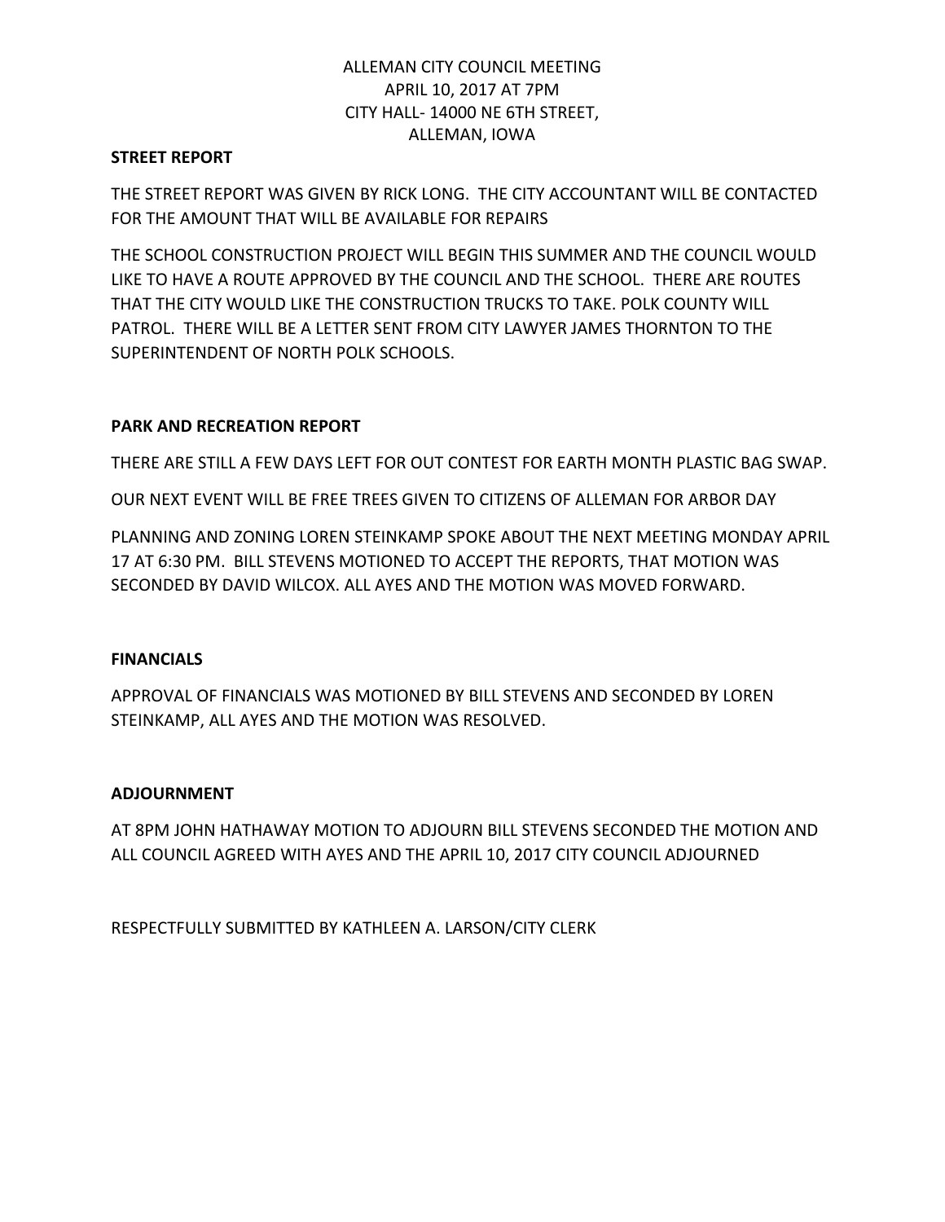ALLEMAN CITY COUNCIL MEETING
APRIL 10, 2017 AT 7PM
CITY HALL- 14000 NE 6TH STREET,
ALLEMAN, IOWA

**STREET REPORT**

THE STREET REPORT WAS GIVEN BY RICK LONG. THE CITY ACCOUNTANT WILL BE CONTACTED FOR THE AMOUNT THAT WILL BE AVAILABLE FOR REPAIRS

THE SCHOOL CONSTRUCTION PROJECT WILL BEGIN THIS SUMMER AND THE COUNCIL WOULD LIKE TO HAVE A ROUTE APPROVED BY THE COUNCIL AND THE SCHOOL. THERE ARE ROUTES THAT THE CITY WOULD LIKE THE CONSTRUCTION TRUCKS TO TAKE. POLK COUNTY WILL PATROL. THERE WILL BE A LETTER SENT FROM CITY LAWYER JAMES THORNTON TO THE SUPERINTENDENT OF NORTH POLK SCHOOLS.

**PARK AND RECREATION REPORT**

THERE ARE STILL A FEW DAYS LEFT FOR OUT CONTEST FOR EARTH MONTH PLASTIC BAG SWAP.

OUR NEXT EVENT WILL BE FREE TREES GIVEN TO CITIZENS OF ALLEMAN FOR ARBOR DAY

PLANNING AND ZONING LOREN STEINKAMP SPOKE ABOUT THE NEXT MEETING MONDAY APRIL 17 AT 6:30 PM. BILL STEVENS MOTIONED TO ACCEPT THE REPORTS, THAT MOTION WAS SECONDED BY DAVID WILCOX. ALL AYES AND THE MOTION WAS MOVED FORWARD.

**FINANCIALS**

APPROVAL OF FINANCIALS WAS MOTIONED BY BILL STEVENS AND SECONDED BY LOREN STEINKAMP, ALL AYES AND THE MOTION WAS RESOLVED.

**ADJOURNMENT**

AT 8PM JOHN HATHAWAY MOTION TO ADJOURN BILL STEVENS SECONDED THE MOTION AND ALL COUNCIL AGREED WITH AYES AND THE APRIL 10, 2017 CITY COUNCIL ADJOURNED

RESPECTFULLY SUBMITTED BY KATHLEEN A. LARSON/CITY CLERK